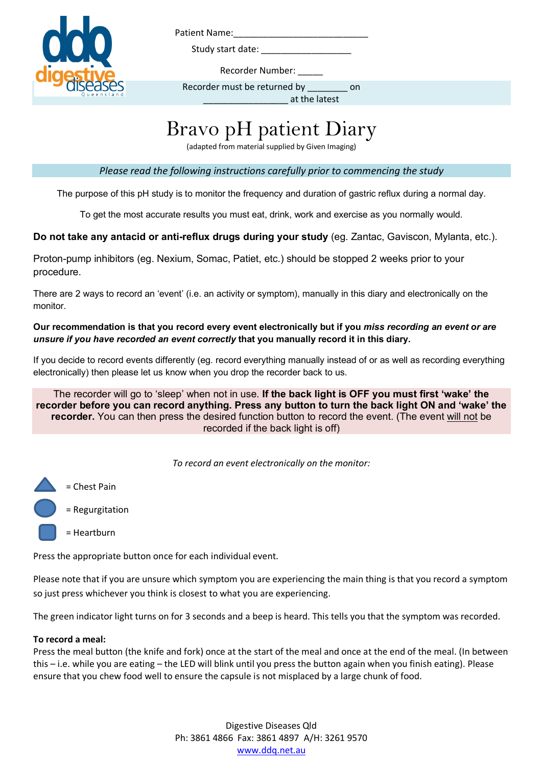Patient Name:___________________________

Study start date: ___________________

Recorder Number: _____

Recorder must be returned by ________ on _________________ at the latest

# Bravo pH patient Diary

(adapted from material supplied by Given Imaging)

*Please read the following instructions carefully prior to commencing the study*

The purpose of this pH study is to monitor the frequency and duration of gastric reflux during a normal day.

To get the most accurate results you must eat, drink, work and exercise as you normally would.

**Do not take any antacid or anti-reflux drugs during your study** (eg. Zantac, Gaviscon, Mylanta, etc.).

Proton-pump inhibitors (eg. Nexium, Somac, Patiet, etc.) should be stopped 2 weeks prior to your procedure.

There are 2 ways to record an 'event' (i.e. an activity or symptom), manually in this diary and electronically on the monitor.

**Our recommendation is that you record every event electronically but if you *miss recording an event or are unsure if you have recorded an event correctly* that you manually record it in this diary.**

If you decide to record events differently (eg. record everything manually instead of or as well as recording everything electronically) then please let us know when you drop the recorder back to us.

The recorder will go to 'sleep' when not in use. **If the back light is OFF you must first 'wake' the recorder before you can record anything. Press any button to turn the back light ON and 'wake' the recorder.** You can then press the desired function button to record the event. (The event will not be recorded if the back light is off)

*To record an event electronically on the monitor:*

- ▲ = Chest Pain
- ● = Regurgitation
- ■ = Heartburn

Press the appropriate button once for each individual event.

Please note that if you are unsure which symptom you are experiencing the main thing is that you record a symptom so just press whichever you think is closest to what you are experiencing.

The green indicator light turns on for 3 seconds and a beep is heard. This tells you that the symptom was recorded.

**To record a meal:**
Press the meal button (the knife and fork) once at the start of the meal and once at the end of the meal. (In between this – i.e. while you are eating – the LED will blink until you press the button again when you finish eating). Please ensure that you chew food well to ensure the capsule is not misplaced by a large chunk of food.

Digestive Diseases Qld
Ph: 3861 4866 Fax: 3861 4897 A/H: 3261 9570
www.ddq.net.au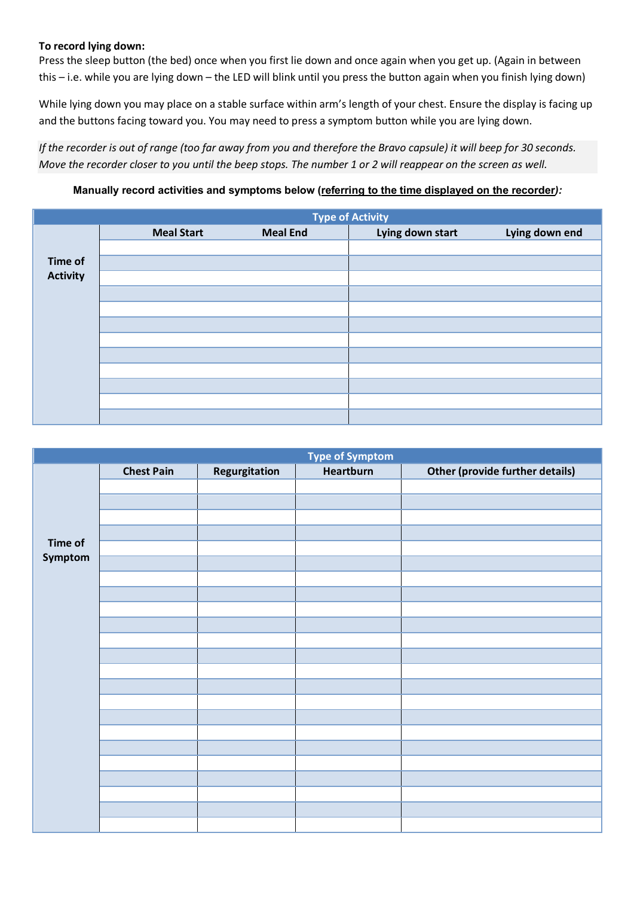**To record lying down:**

Press the sleep button (the bed) once when you first lie down and once again when you get up. (Again in between this – i.e. while you are lying down – the LED will blink until you press the button again when you finish lying down)

While lying down you may place on a stable surface within arm's length of your chest. Ensure the display is facing up and the buttons facing toward you. You may need to press a symptom button while you are lying down.

*If the recorder is out of range (too far away from you and therefore the Bravo capsule) it will beep for 30 seconds. Move the recorder closer to you until the beep stops. The number 1 or 2 will reappear on the screen as well.*

**Manually record activities and symptoms below (referring to the time displayed on the recorder):**

| | Type of Activity | | | |
|---|---|---|---|---|
| | Meal Start | Meal End | Lying down start | Lying down end |
| Time of Activity | | | | |
| | | | | |
| | | | | |
| | | | | |
| | | | | |
| | | | | |
| | | | | |
| | | | | |
| | | | | |
| | | | | |
| | | | | |
| | | | | |

| | Type of Symptom | | | |
|---|---|---|---|---|
| | Chest Pain | Regurgitation | Heartburn | Other (provide further details) |
| Time of Symptom | | | | |
| | | | | |
| | | | | |
| | | | | |
| | | | | |
| | | | | |
| | | | | |
| | | | | |
| | | | | |
| | | | | |
| | | | | |
| | | | | |
| | | | | |
| | | | | |
| | | | | |
| | | | | |
| | | | | |
| | | | | |
| | | | | |
| | | | | |
| | | | | |
| | | | | |
| | | | | |
| | | | | |